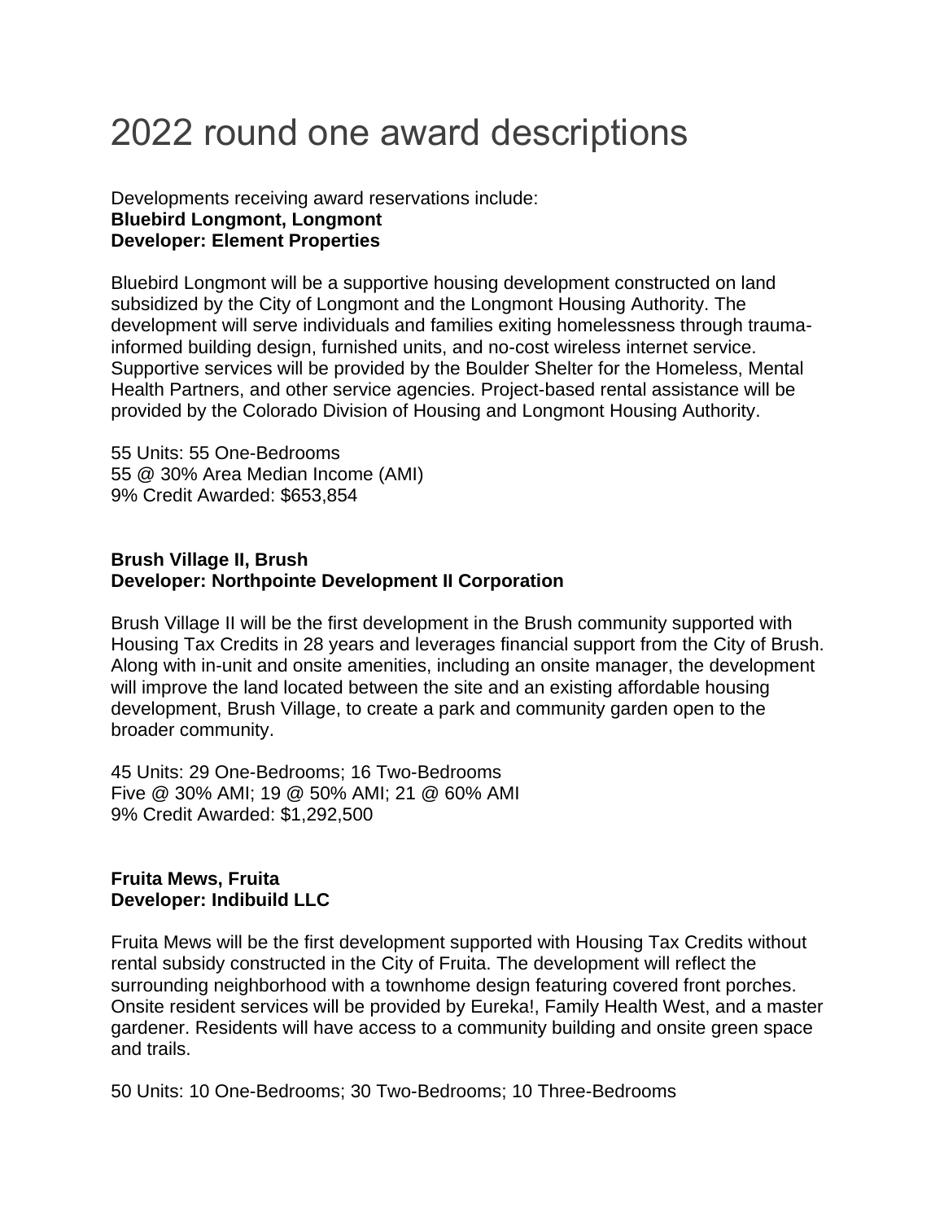# 2022 round one award descriptions

Developments receiving award reservations include:
**Bluebird Longmont, Longmont**
**Developer: Element Properties**

Bluebird Longmont will be a supportive housing development constructed on land subsidized by the City of Longmont and the Longmont Housing Authority. The development will serve individuals and families exiting homelessness through trauma-informed building design, furnished units, and no-cost wireless internet service. Supportive services will be provided by the Boulder Shelter for the Homeless, Mental Health Partners, and other service agencies. Project-based rental assistance will be provided by the Colorado Division of Housing and Longmont Housing Authority.

55 Units: 55 One-Bedrooms
55 @ 30% Area Median Income (AMI)
9% Credit Awarded: $653,854

**Brush Village II, Brush**
**Developer: Northpointe Development II Corporation**

Brush Village II will be the first development in the Brush community supported with Housing Tax Credits in 28 years and leverages financial support from the City of Brush. Along with in-unit and onsite amenities, including an onsite manager, the development will improve the land located between the site and an existing affordable housing development, Brush Village, to create a park and community garden open to the broader community.

45 Units: 29 One-Bedrooms; 16 Two-Bedrooms
Five @ 30% AMI; 19 @ 50% AMI; 21 @ 60% AMI
9% Credit Awarded: $1,292,500

**Fruita Mews, Fruita**
**Developer: Indibuild LLC**

Fruita Mews will be the first development supported with Housing Tax Credits without rental subsidy constructed in the City of Fruita. The development will reflect the surrounding neighborhood with a townhome design featuring covered front porches. Onsite resident services will be provided by Eureka!, Family Health West, and a master gardener. Residents will have access to a community building and onsite green space and trails.

50 Units: 10 One-Bedrooms; 30 Two-Bedrooms; 10 Three-Bedrooms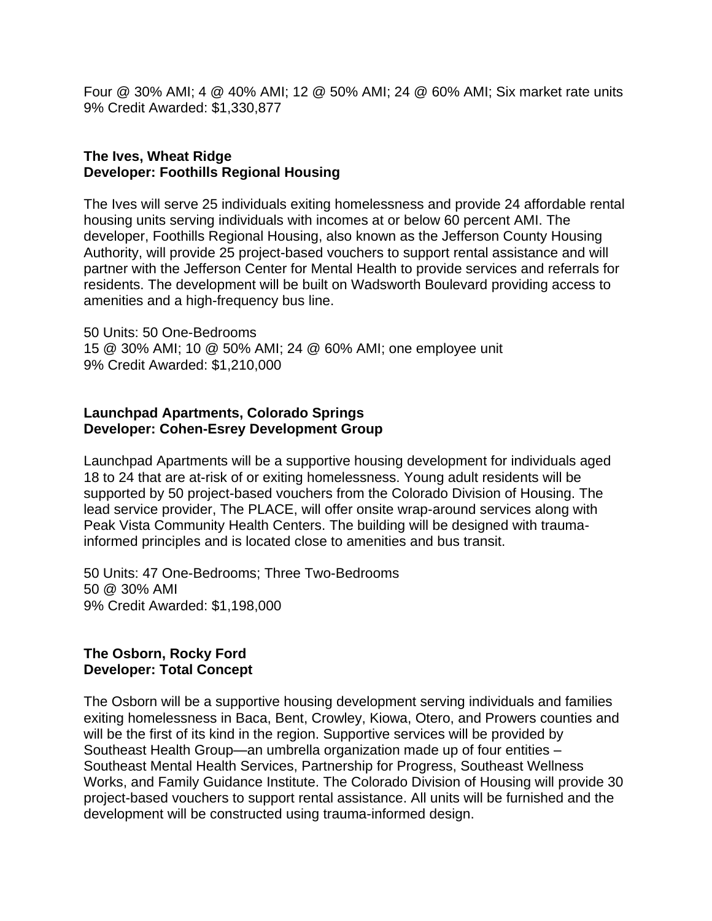Four @ 30% AMI; 4 @ 40% AMI; 12 @ 50% AMI; 24 @ 60% AMI; Six market rate units
9% Credit Awarded: $1,330,877

**The Ives, Wheat Ridge**
**Developer: Foothills Regional Housing**

The Ives will serve 25 individuals exiting homelessness and provide 24 affordable rental housing units serving individuals with incomes at or below 60 percent AMI. The developer, Foothills Regional Housing, also known as the Jefferson County Housing Authority, will provide 25 project-based vouchers to support rental assistance and will partner with the Jefferson Center for Mental Health to provide services and referrals for residents. The development will be built on Wadsworth Boulevard providing access to amenities and a high-frequency bus line.

50 Units: 50 One-Bedrooms
15 @ 30% AMI; 10 @ 50% AMI; 24 @ 60% AMI; one employee unit
9% Credit Awarded: $1,210,000

**Launchpad Apartments, Colorado Springs**
**Developer: Cohen-Esrey Development Group**

Launchpad Apartments will be a supportive housing development for individuals aged 18 to 24 that are at-risk of or exiting homelessness. Young adult residents will be supported by 50 project-based vouchers from the Colorado Division of Housing. The lead service provider, The PLACE, will offer onsite wrap-around services along with Peak Vista Community Health Centers. The building will be designed with trauma-informed principles and is located close to amenities and bus transit.

50 Units: 47 One-Bedrooms; Three Two-Bedrooms
50 @ 30% AMI
9% Credit Awarded: $1,198,000

**The Osborn, Rocky Ford**
**Developer: Total Concept**

The Osborn will be a supportive housing development serving individuals and families exiting homelessness in Baca, Bent, Crowley, Kiowa, Otero, and Prowers counties and will be the first of its kind in the region. Supportive services will be provided by Southeast Health Group—an umbrella organization made up of four entities – Southeast Mental Health Services, Partnership for Progress, Southeast Wellness Works, and Family Guidance Institute. The Colorado Division of Housing will provide 30 project-based vouchers to support rental assistance. All units will be furnished and the development will be constructed using trauma-informed design.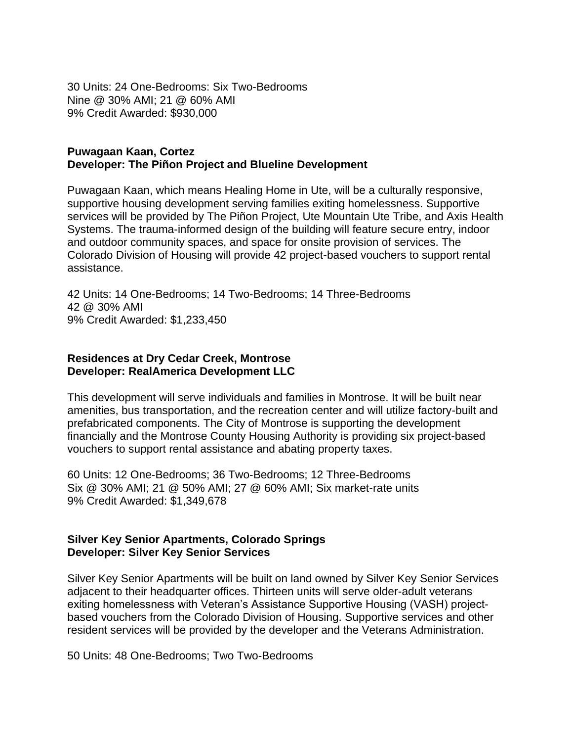30 Units: 24 One-Bedrooms: Six Two-Bedrooms
Nine @ 30% AMI; 21 @ 60% AMI
9% Credit Awarded: $930,000

**Puwagaan Kaan, Cortez**
**Developer: The Piñon Project and Blueline Development**

Puwagaan Kaan, which means Healing Home in Ute, will be a culturally responsive, supportive housing development serving families exiting homelessness. Supportive services will be provided by The Piñon Project, Ute Mountain Ute Tribe, and Axis Health Systems. The trauma-informed design of the building will feature secure entry, indoor and outdoor community spaces, and space for onsite provision of services. The Colorado Division of Housing will provide 42 project-based vouchers to support rental assistance.

42 Units: 14 One-Bedrooms; 14 Two-Bedrooms; 14 Three-Bedrooms
42 @ 30% AMI
9% Credit Awarded: $1,233,450

**Residences at Dry Cedar Creek, Montrose**
**Developer: RealAmerica Development LLC**

This development will serve individuals and families in Montrose. It will be built near amenities, bus transportation, and the recreation center and will utilize factory-built and prefabricated components. The City of Montrose is supporting the development financially and the Montrose County Housing Authority is providing six project-based vouchers to support rental assistance and abating property taxes.

60 Units: 12 One-Bedrooms; 36 Two-Bedrooms; 12 Three-Bedrooms
Six @ 30% AMI; 21 @ 50% AMI; 27 @ 60% AMI; Six market-rate units
9% Credit Awarded: $1,349,678

**Silver Key Senior Apartments, Colorado Springs**
**Developer: Silver Key Senior Services**

Silver Key Senior Apartments will be built on land owned by Silver Key Senior Services adjacent to their headquarter offices. Thirteen units will serve older-adult veterans exiting homelessness with Veteran's Assistance Supportive Housing (VASH) project-based vouchers from the Colorado Division of Housing. Supportive services and other resident services will be provided by the developer and the Veterans Administration.

50 Units: 48 One-Bedrooms; Two Two-Bedrooms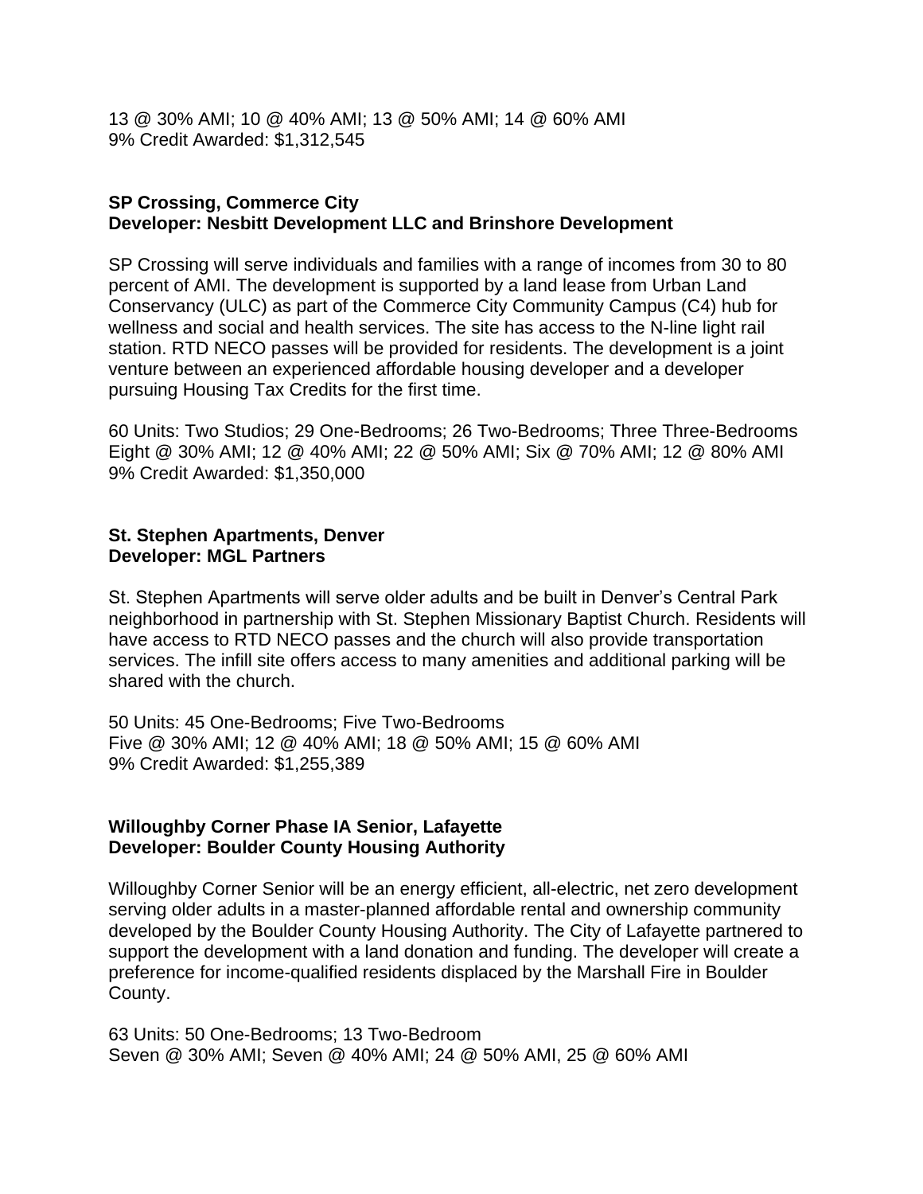13 @ 30% AMI; 10 @ 40% AMI; 13 @ 50% AMI; 14 @ 60% AMI
9% Credit Awarded: $1,312,545

**SP Crossing, Commerce City**
**Developer: Nesbitt Development LLC and Brinshore Development**

SP Crossing will serve individuals and families with a range of incomes from 30 to 80 percent of AMI. The development is supported by a land lease from Urban Land Conservancy (ULC) as part of the Commerce City Community Campus (C4) hub for wellness and social and health services. The site has access to the N-line light rail station. RTD NECO passes will be provided for residents. The development is a joint venture between an experienced affordable housing developer and a developer pursuing Housing Tax Credits for the first time.

60 Units: Two Studios; 29 One-Bedrooms; 26 Two-Bedrooms; Three Three-Bedrooms
Eight @ 30% AMI; 12 @ 40% AMI; 22 @ 50% AMI; Six @ 70% AMI; 12 @ 80% AMI
9% Credit Awarded: $1,350,000

**St. Stephen Apartments, Denver**
**Developer: MGL Partners**

St. Stephen Apartments will serve older adults and be built in Denver's Central Park neighborhood in partnership with St. Stephen Missionary Baptist Church. Residents will have access to RTD NECO passes and the church will also provide transportation services. The infill site offers access to many amenities and additional parking will be shared with the church.

50 Units: 45 One-Bedrooms; Five Two-Bedrooms
Five @ 30% AMI; 12 @ 40% AMI; 18 @ 50% AMI; 15 @ 60% AMI
9% Credit Awarded: $1,255,389

**Willoughby Corner Phase IA Senior, Lafayette**
**Developer: Boulder County Housing Authority**

Willoughby Corner Senior will be an energy efficient, all-electric, net zero development serving older adults in a master-planned affordable rental and ownership community developed by the Boulder County Housing Authority. The City of Lafayette partnered to support the development with a land donation and funding. The developer will create a preference for income-qualified residents displaced by the Marshall Fire in Boulder County.

63 Units: 50 One-Bedrooms; 13 Two-Bedroom
Seven @ 30% AMI; Seven @ 40% AMI; 24 @ 50% AMI, 25 @ 60% AMI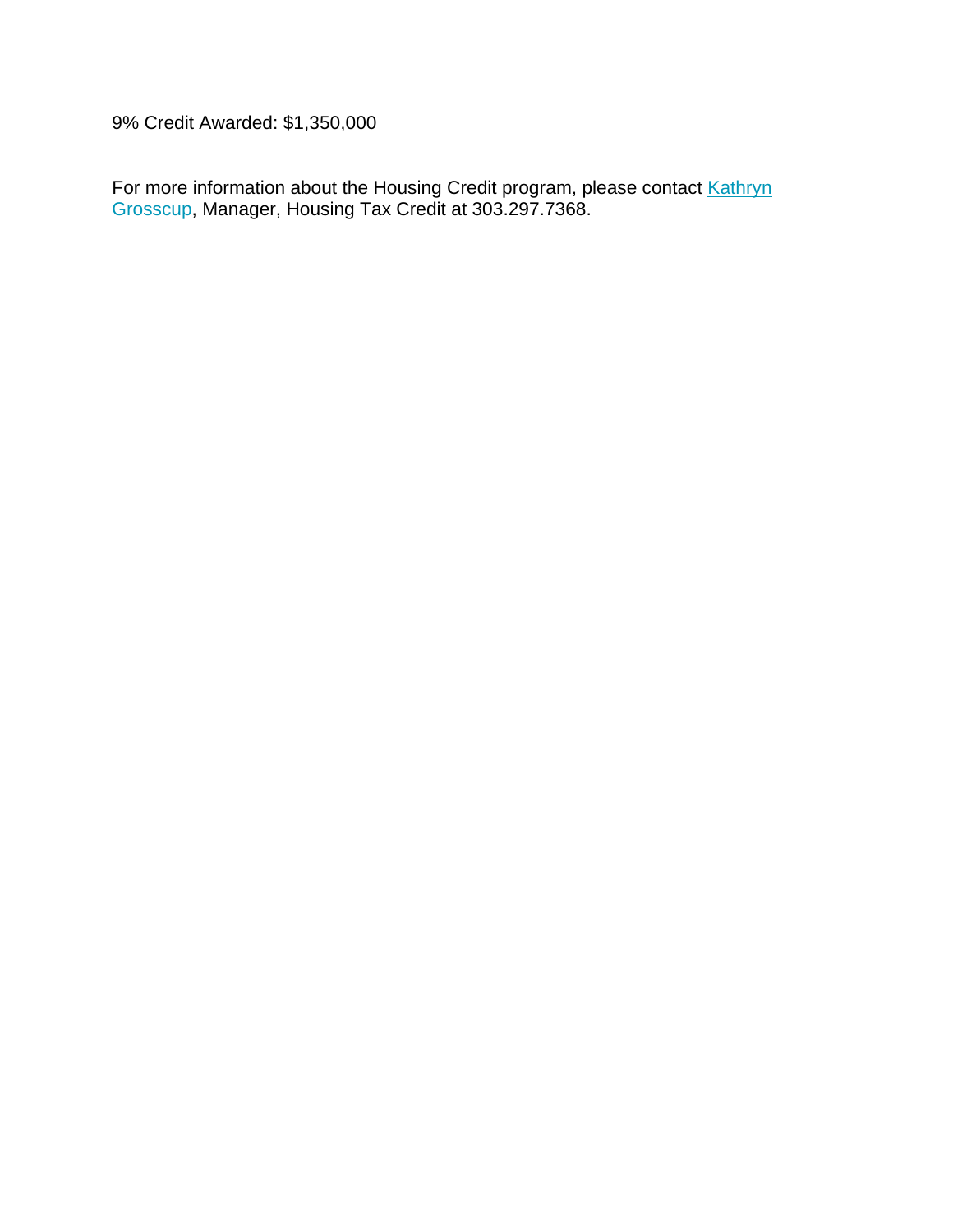9% Credit Awarded: $1,350,000

For more information about the Housing Credit program, please contact Kathryn Grosscup, Manager, Housing Tax Credit at 303.297.7368.